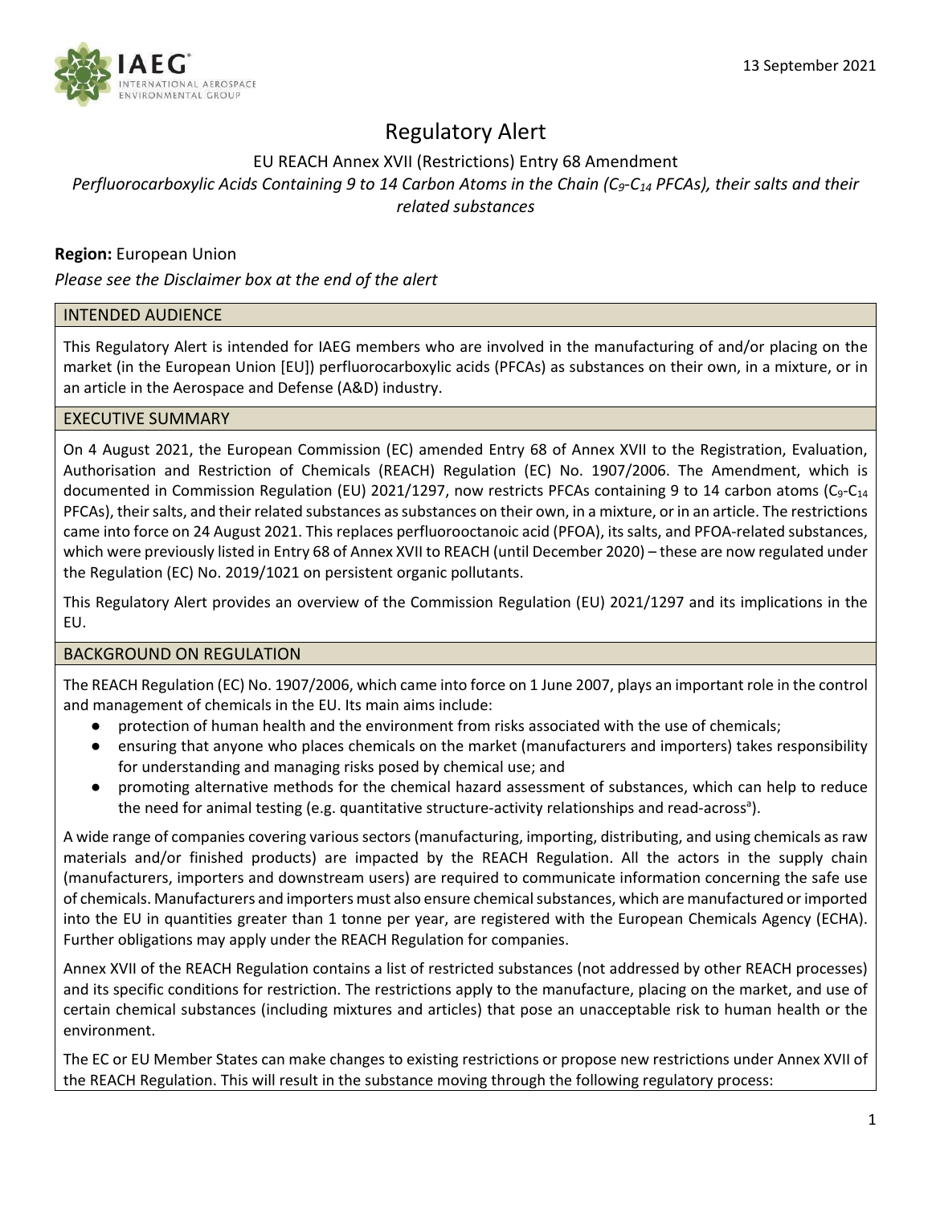13 September 2021

# Regulatory Alert

## EU REACH Annex XVII (Restrictions) Entry 68 Amendment

*Perfluorocarboxylic Acids Containing 9 to 14 Carbon Atoms in the Chain ($C_9$-$C_{14}$ PFCAs), their salts and their related substances*

**Region:** European Union

*Please see the Disclaimer box at the end of the alert*

### INTENDED AUDIENCE

This Regulatory Alert is intended for IAEG members who are involved in the manufacturing of and/or placing on the market (in the European Union [EU]) perfluorocarboxylic acids (PFCAs) as substances on their own, in a mixture, or in an article in the Aerospace and Defense (A&D) industry.

### EXECUTIVE SUMMARY

On 4 August 2021, the European Commission (EC) amended Entry 68 of Annex XVII to the Registration, Evaluation, Authorisation and Restriction of Chemicals (REACH) Regulation (EC) No. 1907/2006. The Amendment, which is documented in Commission Regulation (EU) 2021/1297, now restricts PFCAs containing 9 to 14 carbon atoms ($C_9$-$C_{14}$ PFCAs), their salts, and their related substances as substances on their own, in a mixture, or in an article. The restrictions came into force on 24 August 2021. This replaces perfluorooctanoic acid (PFOA), its salts, and PFOA-related substances, which were previously listed in Entry 68 of Annex XVII to REACH (until December 2020) – these are now regulated under the Regulation (EC) No. 2019/1021 on persistent organic pollutants.

This Regulatory Alert provides an overview of the Commission Regulation (EU) 2021/1297 and its implications in the EU.

### BACKGROUND ON REGULATION

The REACH Regulation (EC) No. 1907/2006, which came into force on 1 June 2007, plays an important role in the control and management of chemicals in the EU. Its main aims include:

- protection of human health and the environment from risks associated with the use of chemicals;
- ensuring that anyone who places chemicals on the market (manufacturers and importers) takes responsibility for understanding and managing risks posed by chemical use; and
- promoting alternative methods for the chemical hazard assessment of substances, which can help to reduce the need for animal testing (e.g. quantitative structure-activity relationships and read-across[a]).

A wide range of companies covering various sectors (manufacturing, importing, distributing, and using chemicals as raw materials and/or finished products) are impacted by the REACH Regulation. All the actors in the supply chain (manufacturers, importers and downstream users) are required to communicate information concerning the safe use of chemicals. Manufacturers and importers must also ensure chemical substances, which are manufactured or imported into the EU in quantities greater than 1 tonne per year, are registered with the European Chemicals Agency (ECHA). Further obligations may apply under the REACH Regulation for companies.

Annex XVII of the REACH Regulation contains a list of restricted substances (not addressed by other REACH processes) and its specific conditions for restriction. The restrictions apply to the manufacture, placing on the market, and use of certain chemical substances (including mixtures and articles) that pose an unacceptable risk to human health or the environment.

The EC or EU Member States can make changes to existing restrictions or propose new restrictions under Annex XVII of the REACH Regulation. This will result in the substance moving through the following regulatory process: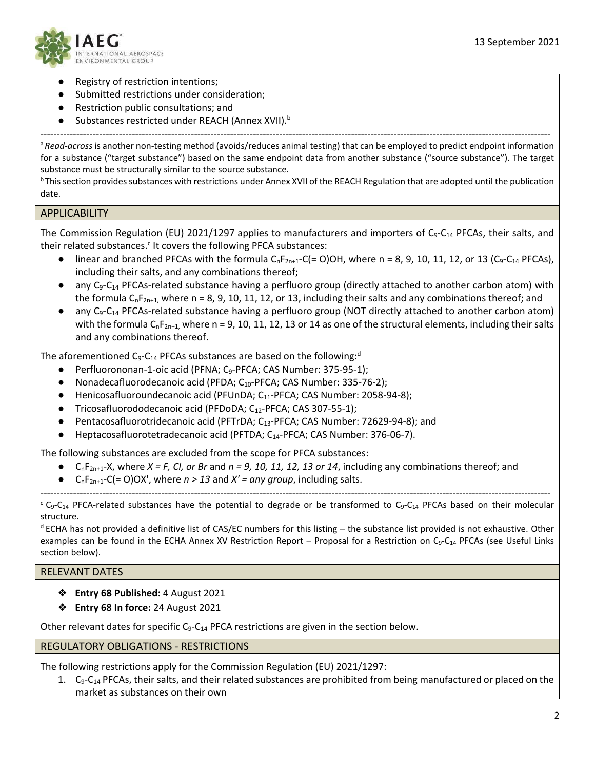- Registry of restriction intentions;
- Submitted restrictions under consideration;
- Restriction public consultations; and
- Substances restricted under REACH (Annex XVII).[b]

---

[a] *Read-across* is another non-testing method (avoids/reduces animal testing) that can be employed to predict endpoint information for a substance ("target substance") based on the same endpoint data from another substance ("source substance"). The target substance must be structurally similar to the source substance.

[b] This section provides substances with restrictions under Annex XVII of the REACH Regulation that are adopted until the publication date.

## APPLICABILITY

The Commission Regulation (EU) 2021/1297 applies to manufacturers and importers of $C_9$-$C_{14}$ PFCAs, their salts, and their related substances.[c] It covers the following PFCA substances:

- linear and branched PFCAs with the formula $C_nF_{2n+1}$-C(= O)OH, where n = 8, 9, 10, 11, 12, or 13 ($C_9$-$C_{14}$ PFCAs), including their salts, and any combinations thereof;
- any $C_9$-$C_{14}$ PFCAs-related substance having a perfluoro group (directly attached to another carbon atom) with the formula $C_nF_{2n+1,}$ where n = 8, 9, 10, 11, 12, or 13, including their salts and any combinations thereof; and
- any $C_9$-$C_{14}$ PFCAs-related substance having a perfluoro group (NOT directly attached to another carbon atom) with the formula $C_nF_{2n+1,}$ where n = 9, 10, 11, 12, 13 or 14 as one of the structural elements, including their salts and any combinations thereof.

The aforementioned $C_9$-$C_{14}$ PFCAs substances are based on the following:[d]

- Perfluorononan-1-oic acid (PFNA; $C_9$-PFCA; CAS Number: 375-95-1);
- Nonadecafluorodecanoic acid (PFDA; $C_{10}$-PFCA; CAS Number: 335-76-2);
- Henicosafluoroundecanoic acid (PFUnDA; $C_{11}$-PFCA; CAS Number: 2058-94-8);
- Tricosafluorododecanoic acid (PFDoDA; $C_{12}$-PFCA; CAS 307-55-1);
- Pentacosafluorotridecanoic acid (PFTrDA; $C_{13}$-PFCA; CAS Number: 72629-94-8); and
- Heptacosafluorotetradecanoic acid (PFTDA; $C_{14}$-PFCA; CAS Number: 376-06-7).

The following substances are excluded from the scope for PFCA substances:

- $C_nF_{2n+1}$-X, where *X = F, Cl, or Br* and *n = 9, 10, 11, 12, 13 or 14*, including any combinations thereof; and
- $C_nF_{2n+1}$-C(= O)OX', where *n > 13* and *X' = any group*, including salts.

---

[c] $C_9$-$C_{14}$ PFCA-related substances have the potential to degrade or be transformed to $C_9$-$C_{14}$ PFCAs based on their molecular structure.

[d] ECHA has not provided a definitive list of CAS/EC numbers for this listing – the substance list provided is not exhaustive. Other examples can be found in the ECHA Annex XV Restriction Report – Proposal for a Restriction on $C_9$-$C_{14}$ PFCAs (see Useful Links section below).

## RELEVANT DATES

- **Entry 68 Published:** 4 August 2021
- **Entry 68 In force:** 24 August 2021

Other relevant dates for specific $C_9$-$C_{14}$ PFCA restrictions are given in the section below.

## REGULATORY OBLIGATIONS - RESTRICTIONS

The following restrictions apply for the Commission Regulation (EU) 2021/1297:

1. $C_9$-$C_{14}$ PFCAs, their salts, and their related substances are prohibited from being manufactured or placed on the market as substances on their own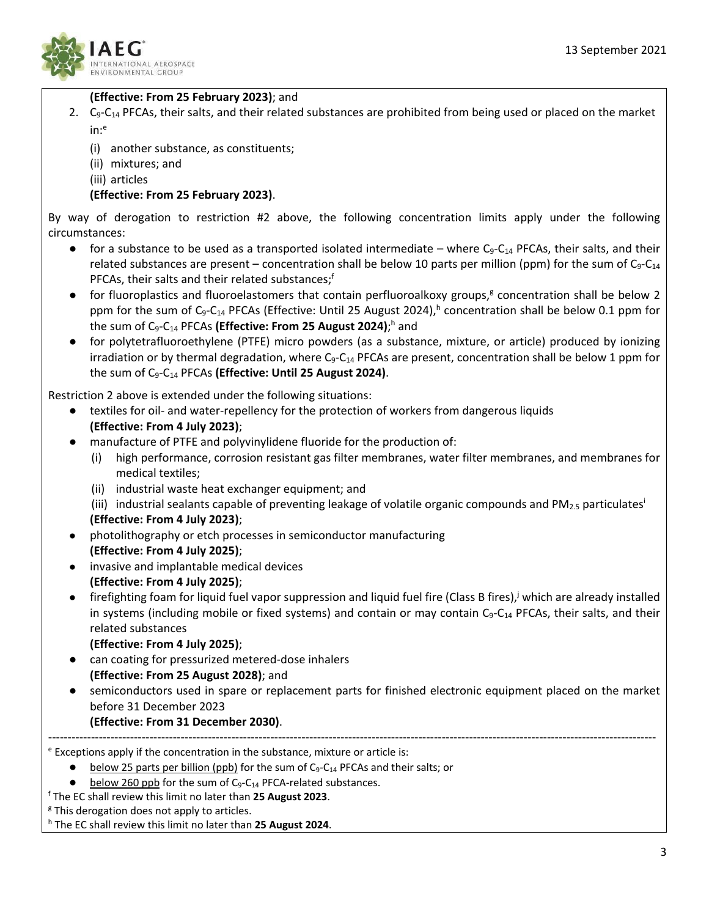**(Effective: From 25 February 2023)**; and

2. $C_9$-$C_{14}$ PFCAs, their salts, and their related substances are prohibited from being used or placed on the market in:[e]
   (i) another substance, as constituents;
   (ii) mixtures; and
   (iii) articles
   **(Effective: From 25 February 2023)**.

By way of derogation to restriction #2 above, the following concentration limits apply under the following circumstances:

- for a substance to be used as a transported isolated intermediate – where $C_9$-$C_{14}$ PFCAs, their salts, and their related substances are present – concentration shall be below 10 parts per million (ppm) for the sum of $C_9$-$C_{14}$ PFCAs, their salts and their related substances;[f]
- for fluoroplastics and fluoroelastomers that contain perfluoroalkoxy groups,[g] concentration shall be below 2 ppm for the sum of $C_9$-$C_{14}$ PFCAs (Effective: Until 25 August 2024),[h] concentration shall be below 0.1 ppm for the sum of $C_9$-$C_{14}$ PFCAs **(Effective: From 25 August 2024)**;[h] and
- for polytetrafluoroethylene (PTFE) micro powders (as a substance, mixture, or article) produced by ionizing irradiation or by thermal degradation, where $C_9$-$C_{14}$ PFCAs are present, concentration shall be below 1 ppm for the sum of $C_9$-$C_{14}$ PFCAs **(Effective: Until 25 August 2024)**.

Restriction 2 above is extended under the following situations:

- textiles for oil- and water-repellency for the protection of workers from dangerous liquids
  **(Effective: From 4 July 2023)**;
- manufacture of PTFE and polyvinylidene fluoride for the production of:
  (i) high performance, corrosion resistant gas filter membranes, water filter membranes, and membranes for medical textiles;
  (ii) industrial waste heat exchanger equipment; and
  (iii) industrial sealants capable of preventing leakage of volatile organic compounds and $PM_{2.5}$ particulates[i]
  **(Effective: From 4 July 2023)**;
- photolithography or etch processes in semiconductor manufacturing
  **(Effective: From 4 July 2025)**;
- invasive and implantable medical devices
  **(Effective: From 4 July 2025)**;
- firefighting foam for liquid fuel vapor suppression and liquid fuel fire (Class B fires),[j] which are already installed in systems (including mobile or fixed systems) and contain or may contain $C_9$-$C_{14}$ PFCAs, their salts, and their related substances
  **(Effective: From 4 July 2025)**;
- can coating for pressurized metered-dose inhalers
  **(Effective: From 25 August 2028)**; and
- semiconductors used in spare or replacement parts for finished electronic equipment placed on the market before 31 December 2023
  **(Effective: From 31 December 2030)**.

---

[e] Exceptions apply if the concentration in the substance, mixture or article is:

- below 25 parts per billion (ppb) for the sum of $C_9$-$C_{14}$ PFCAs and their salts; or
- below 260 ppb for the sum of $C_9$-$C_{14}$ PFCA-related substances.

[f] The EC shall review this limit no later than **25 August 2023**.

[g] This derogation does not apply to articles.

[h] The EC shall review this limit no later than **25 August 2024**.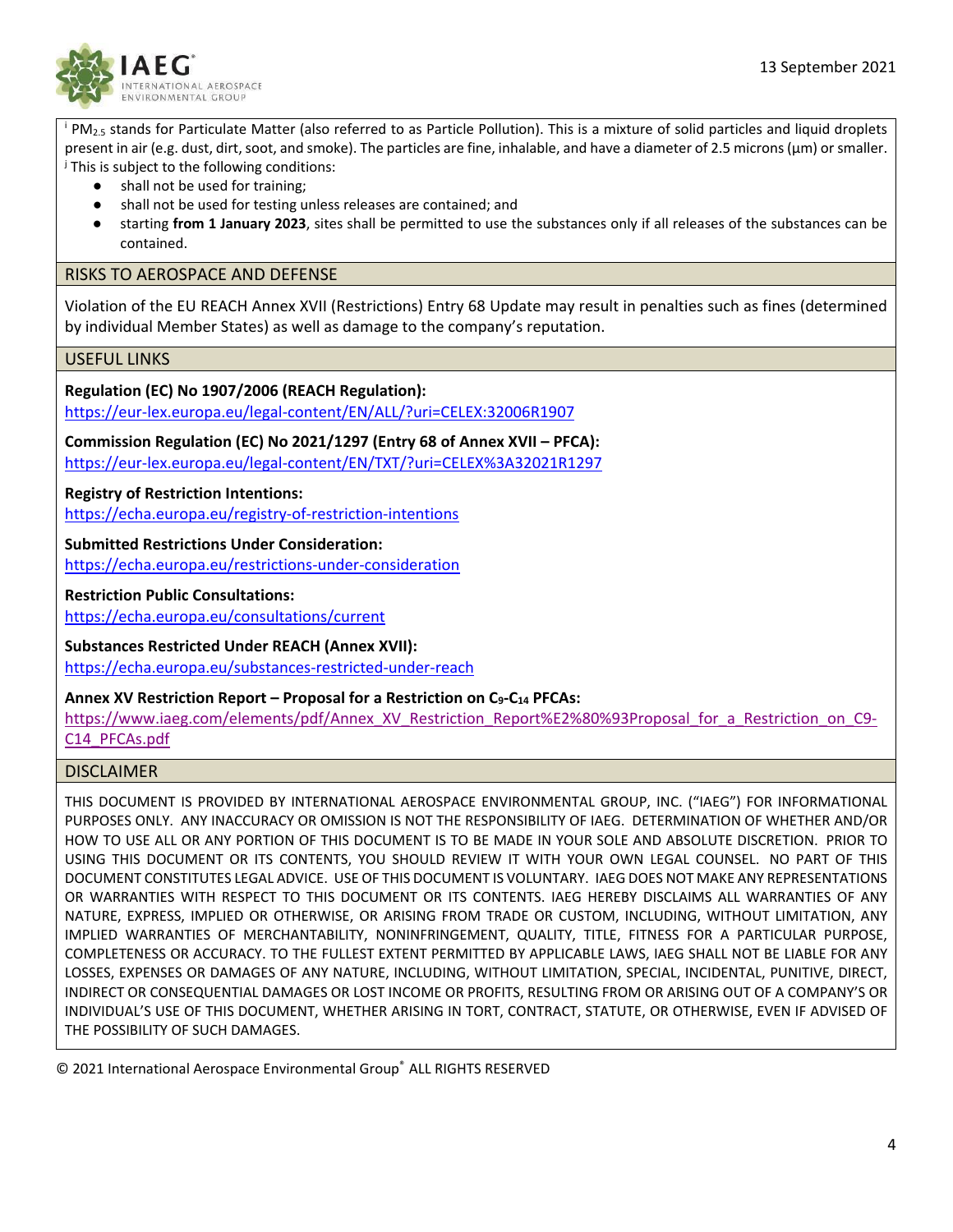[i] $PM_{2.5}$ stands for Particulate Matter (also referred to as Particle Pollution). This is a mixture of solid particles and liquid droplets present in air (e.g. dust, dirt, soot, and smoke). The particles are fine, inhalable, and have a diameter of 2.5 microns (µm) or smaller.

[j] This is subject to the following conditions:

- shall not be used for training;
- shall not be used for testing unless releases are contained; and
- starting **from 1 January 2023**, sites shall be permitted to use the substances only if all releases of the substances can be contained.

## RISKS TO AEROSPACE AND DEFENSE

Violation of the EU REACH Annex XVII (Restrictions) Entry 68 Update may result in penalties such as fines (determined by individual Member States) as well as damage to the company's reputation.

## USEFUL LINKS

**Regulation (EC) No 1907/2006 (REACH Regulation):**
https://eur-lex.europa.eu/legal-content/EN/ALL/?uri=CELEX:32006R1907

**Commission Regulation (EC) No 2021/1297 (Entry 68 of Annex XVII – PFCA):**
https://eur-lex.europa.eu/legal-content/EN/TXT/?uri=CELEX%3A32021R1297

**Registry of Restriction Intentions:**
https://echa.europa.eu/registry-of-restriction-intentions

**Submitted Restrictions Under Consideration:**
https://echa.europa.eu/restrictions-under-consideration

**Restriction Public Consultations:**
https://echa.europa.eu/consultations/current

**Substances Restricted Under REACH (Annex XVII):**
https://echa.europa.eu/substances-restricted-under-reach

**Annex XV Restriction Report – Proposal for a Restriction on $C_9$-$C_{14}$ PFCAs:**
https://www.iaeg.com/elements/pdf/Annex_XV_Restriction_Report%E2%80%93Proposal_for_a_Restriction_on_C9-C14_PFCAs.pdf

## DISCLAIMER

THIS DOCUMENT IS PROVIDED BY INTERNATIONAL AEROSPACE ENVIRONMENTAL GROUP, INC. ("IAEG") FOR INFORMATIONAL PURPOSES ONLY. ANY INACCURACY OR OMISSION IS NOT THE RESPONSIBILITY OF IAEG. DETERMINATION OF WHETHER AND/OR HOW TO USE ALL OR ANY PORTION OF THIS DOCUMENT IS TO BE MADE IN YOUR SOLE AND ABSOLUTE DISCRETION. PRIOR TO USING THIS DOCUMENT OR ITS CONTENTS, YOU SHOULD REVIEW IT WITH YOUR OWN LEGAL COUNSEL. NO PART OF THIS DOCUMENT CONSTITUTES LEGAL ADVICE. USE OF THIS DOCUMENT IS VOLUNTARY. IAEG DOES NOT MAKE ANY REPRESENTATIONS OR WARRANTIES WITH RESPECT TO THIS DOCUMENT OR ITS CONTENTS. IAEG HEREBY DISCLAIMS ALL WARRANTIES OF ANY NATURE, EXPRESS, IMPLIED OR OTHERWISE, OR ARISING FROM TRADE OR CUSTOM, INCLUDING, WITHOUT LIMITATION, ANY IMPLIED WARRANTIES OF MERCHANTABILITY, NONINFRINGEMENT, QUALITY, TITLE, FITNESS FOR A PARTICULAR PURPOSE, COMPLETENESS OR ACCURACY. TO THE FULLEST EXTENT PERMITTED BY APPLICABLE LAWS, IAEG SHALL NOT BE LIABLE FOR ANY LOSSES, EXPENSES OR DAMAGES OF ANY NATURE, INCLUDING, WITHOUT LIMITATION, SPECIAL, INCIDENTAL, PUNITIVE, DIRECT, INDIRECT OR CONSEQUENTIAL DAMAGES OR LOST INCOME OR PROFITS, RESULTING FROM OR ARISING OUT OF A COMPANY'S OR INDIVIDUAL'S USE OF THIS DOCUMENT, WHETHER ARISING IN TORT, CONTRACT, STATUTE, OR OTHERWISE, EVEN IF ADVISED OF THE POSSIBILITY OF SUCH DAMAGES.

© 2021 International Aerospace Environmental Group® ALL RIGHTS RESERVED